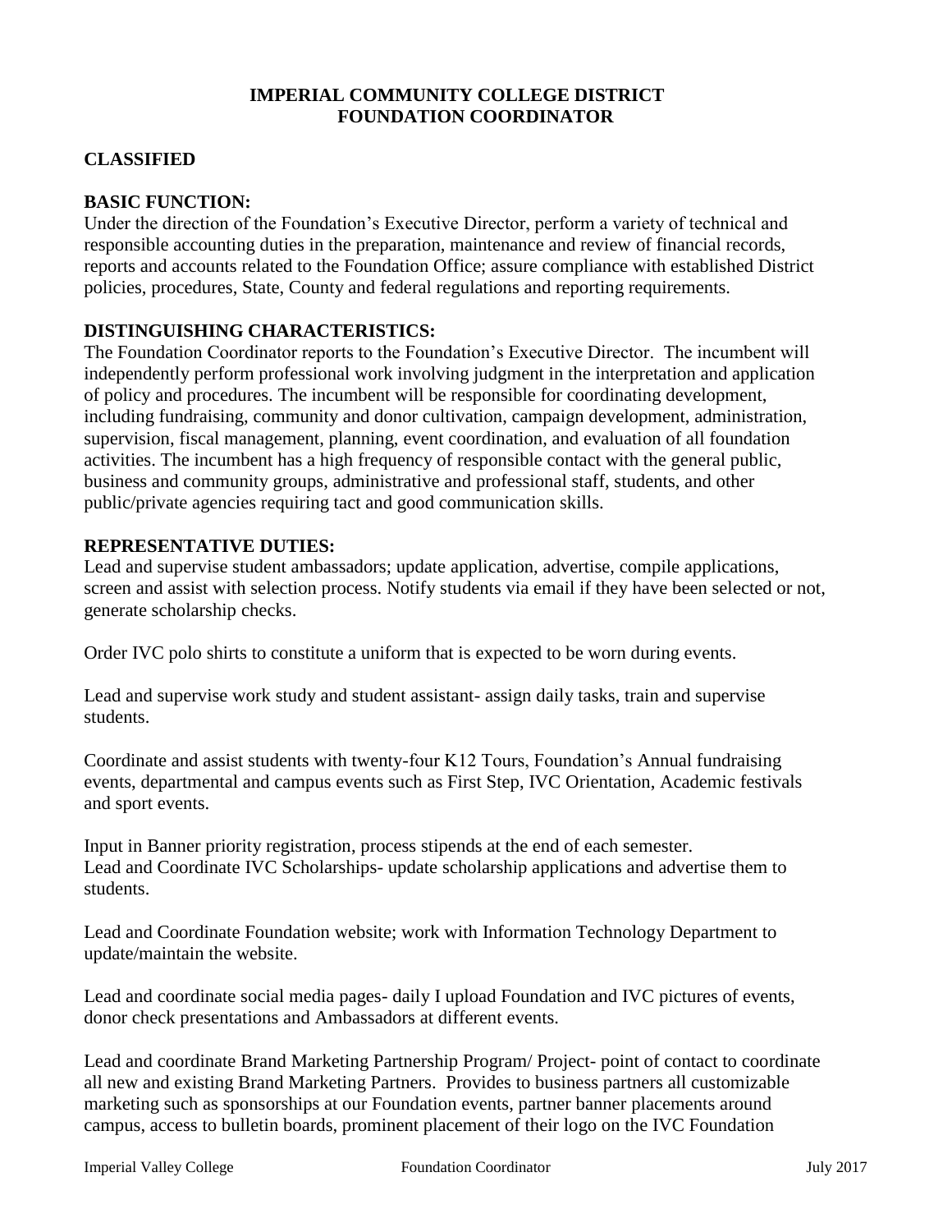# IMPERIAL COMMUNITY COLLEGE DISTRICT
# FOUNDATION COORDINATOR

## CLASSIFIED

## BASIC FUNCTION:

Under the direction of the Foundation's Executive Director, perform a variety of technical and responsible accounting duties in the preparation, maintenance and review of financial records, reports and accounts related to the Foundation Office; assure compliance with established District policies, procedures, State, County and federal regulations and reporting requirements.

## DISTINGUISHING CHARACTERISTICS:

The Foundation Coordinator reports to the Foundation's Executive Director. The incumbent will independently perform professional work involving judgment in the interpretation and application of policy and procedures. The incumbent will be responsible for coordinating development, including fundraising, community and donor cultivation, campaign development, administration, supervision, fiscal management, planning, event coordination, and evaluation of all foundation activities. The incumbent has a high frequency of responsible contact with the general public, business and community groups, administrative and professional staff, students, and other public/private agencies requiring tact and good communication skills.

## REPRESENTATIVE DUTIES:

Lead and supervise student ambassadors; update application, advertise, compile applications, screen and assist with selection process. Notify students via email if they have been selected or not, generate scholarship checks.

Order IVC polo shirts to constitute a uniform that is expected to be worn during events.

Lead and supervise work study and student assistant- assign daily tasks, train and supervise students.

Coordinate and assist students with twenty-four K12 Tours, Foundation's Annual fundraising events, departmental and campus events such as First Step, IVC Orientation, Academic festivals and sport events.

Input in Banner priority registration, process stipends at the end of each semester.
Lead and Coordinate IVC Scholarships- update scholarship applications and advertise them to students.

Lead and Coordinate Foundation website; work with Information Technology Department to update/maintain the website.

Lead and coordinate social media pages- daily I upload Foundation and IVC pictures of events, donor check presentations and Ambassadors at different events.

Lead and coordinate Brand Marketing Partnership Program/ Project- point of contact to coordinate all new and existing Brand Marketing Partners. Provides to business partners all customizable marketing such as sponsorships at our Foundation events, partner banner placements around campus, access to bulletin boards, prominent placement of their logo on the IVC Foundation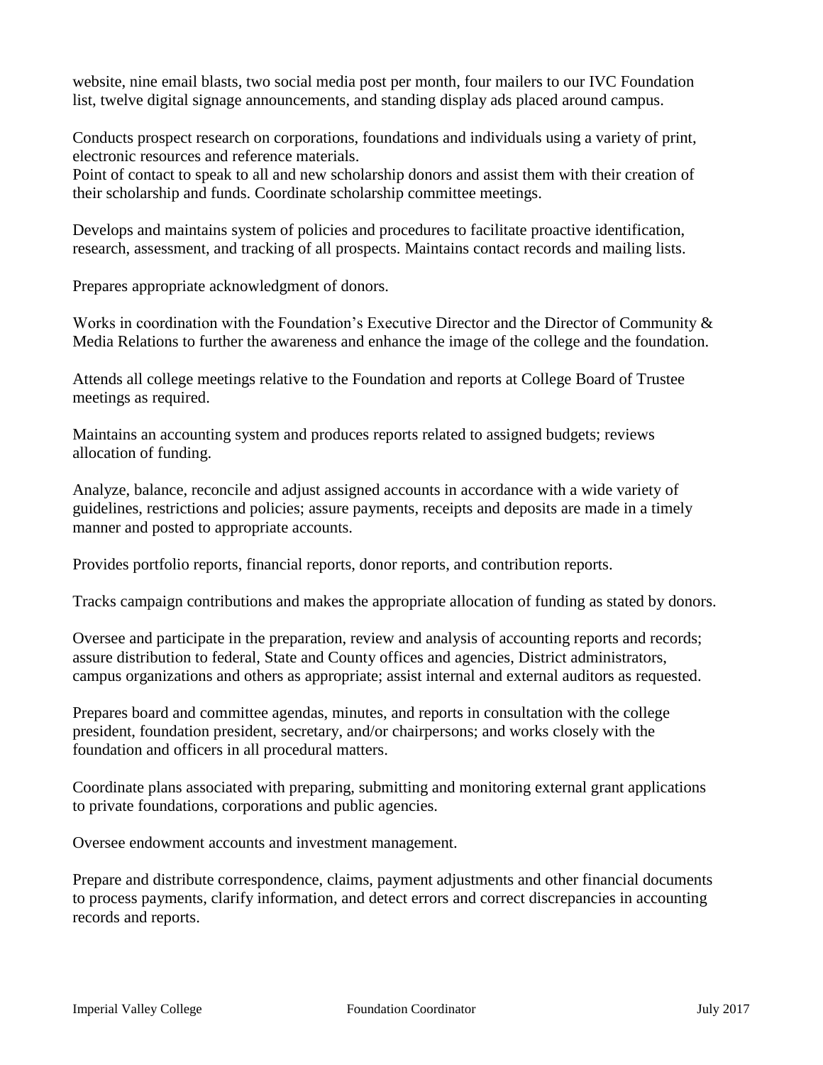website, nine email blasts, two social media post per month, four mailers to our IVC Foundation list, twelve digital signage announcements, and standing display ads placed around campus.

Conducts prospect research on corporations, foundations and individuals using a variety of print, electronic resources and reference materials.
Point of contact to speak to all and new scholarship donors and assist them with their creation of their scholarship and funds. Coordinate scholarship committee meetings.

Develops and maintains system of policies and procedures to facilitate proactive identification, research, assessment, and tracking of all prospects. Maintains contact records and mailing lists.

Prepares appropriate acknowledgment of donors.

Works in coordination with the Foundation's Executive Director and the Director of Community & Media Relations to further the awareness and enhance the image of the college and the foundation.

Attends all college meetings relative to the Foundation and reports at College Board of Trustee meetings as required.

Maintains an accounting system and produces reports related to assigned budgets; reviews allocation of funding.

Analyze, balance, reconcile and adjust assigned accounts in accordance with a wide variety of guidelines, restrictions and policies; assure payments, receipts and deposits are made in a timely manner and posted to appropriate accounts.

Provides portfolio reports, financial reports, donor reports, and contribution reports.

Tracks campaign contributions and makes the appropriate allocation of funding as stated by donors.

Oversee and participate in the preparation, review and analysis of accounting reports and records; assure distribution to federal, State and County offices and agencies, District administrators, campus organizations and others as appropriate; assist internal and external auditors as requested.

Prepares board and committee agendas, minutes, and reports in consultation with the college president, foundation president, secretary, and/or chairpersons; and works closely with the foundation and officers in all procedural matters.

Coordinate plans associated with preparing, submitting and monitoring external grant applications to private foundations, corporations and public agencies.

Oversee endowment accounts and investment management.

Prepare and distribute correspondence, claims, payment adjustments and other financial documents to process payments, clarify information, and detect errors and correct discrepancies in accounting records and reports.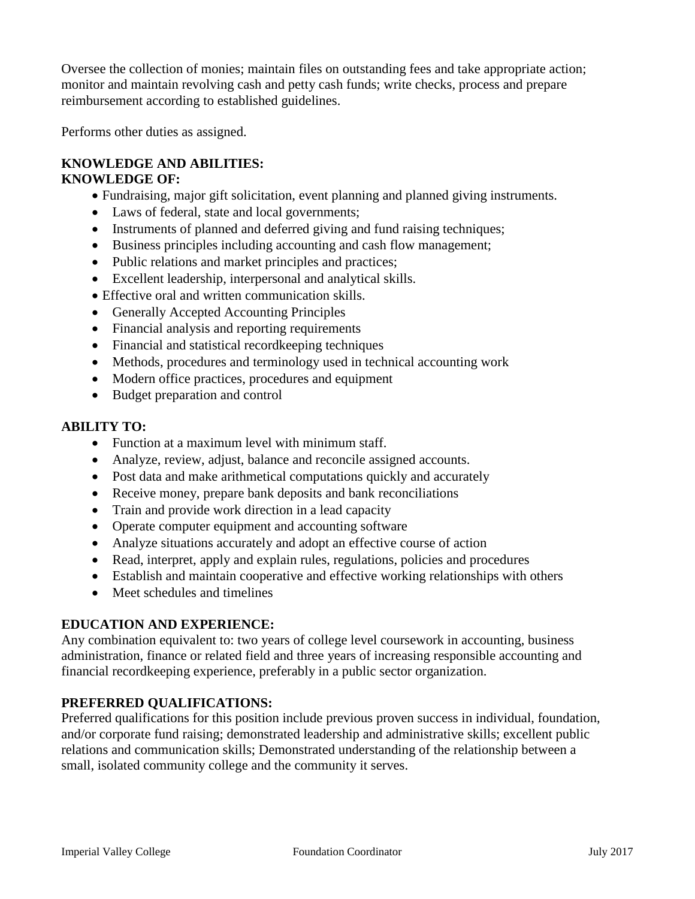Oversee the collection of monies; maintain files on outstanding fees and take appropriate action; monitor and maintain revolving cash and petty cash funds; write checks, process and prepare reimbursement according to established guidelines.

Performs other duties as assigned.

**KNOWLEDGE AND ABILITIES:**
**KNOWLEDGE OF:**

- Fundraising, major gift solicitation, event planning and planned giving instruments.
- Laws of federal, state and local governments;
- Instruments of planned and deferred giving and fund raising techniques;
- Business principles including accounting and cash flow management;
- Public relations and market principles and practices;
- Excellent leadership, interpersonal and analytical skills.
- Effective oral and written communication skills.
- Generally Accepted Accounting Principles
- Financial analysis and reporting requirements
- Financial and statistical recordkeeping techniques
- Methods, procedures and terminology used in technical accounting work
- Modern office practices, procedures and equipment
- Budget preparation and control

**ABILITY TO:**

- Function at a maximum level with minimum staff.
- Analyze, review, adjust, balance and reconcile assigned accounts.
- Post data and make arithmetical computations quickly and accurately
- Receive money, prepare bank deposits and bank reconciliations
- Train and provide work direction in a lead capacity
- Operate computer equipment and accounting software
- Analyze situations accurately and adopt an effective course of action
- Read, interpret, apply and explain rules, regulations, policies and procedures
- Establish and maintain cooperative and effective working relationships with others
- Meet schedules and timelines

**EDUCATION AND EXPERIENCE:**
Any combination equivalent to: two years of college level coursework in accounting, business administration, finance or related field and three years of increasing responsible accounting and financial recordkeeping experience, preferably in a public sector organization.

**PREFERRED QUALIFICATIONS:**
Preferred qualifications for this position include previous proven success in individual, foundation, and/or corporate fund raising; demonstrated leadership and administrative skills; excellent public relations and communication skills; Demonstrated understanding of the relationship between a small, isolated community college and the community it serves.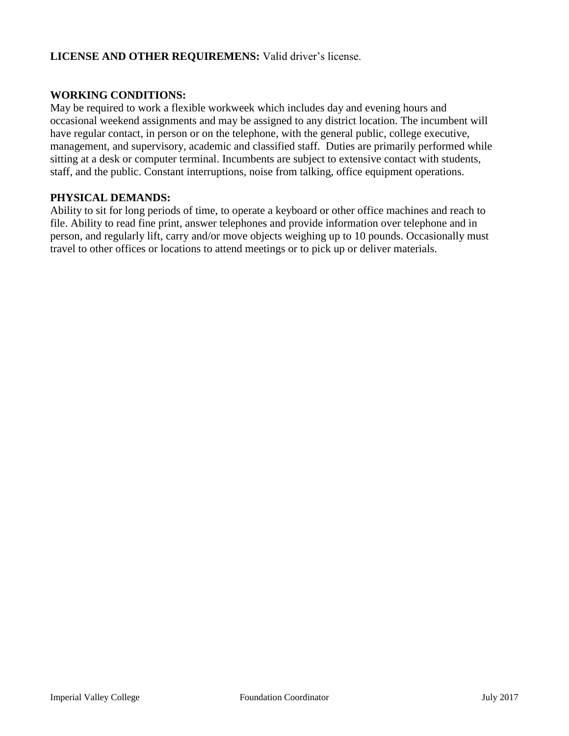**LICENSE AND OTHER REQUIREMENS:** Valid driver's license.

**WORKING CONDITIONS:**
May be required to work a flexible workweek which includes day and evening hours and occasional weekend assignments and may be assigned to any district location. The incumbent will have regular contact, in person or on the telephone, with the general public, college executive, management, and supervisory, academic and classified staff. Duties are primarily performed while sitting at a desk or computer terminal. Incumbents are subject to extensive contact with students, staff, and the public. Constant interruptions, noise from talking, office equipment operations.

**PHYSICAL DEMANDS:**
Ability to sit for long periods of time, to operate a keyboard or other office machines and reach to file. Ability to read fine print, answer telephones and provide information over telephone and in person, and regularly lift, carry and/or move objects weighing up to 10 pounds. Occasionally must travel to other offices or locations to attend meetings or to pick up or deliver materials.